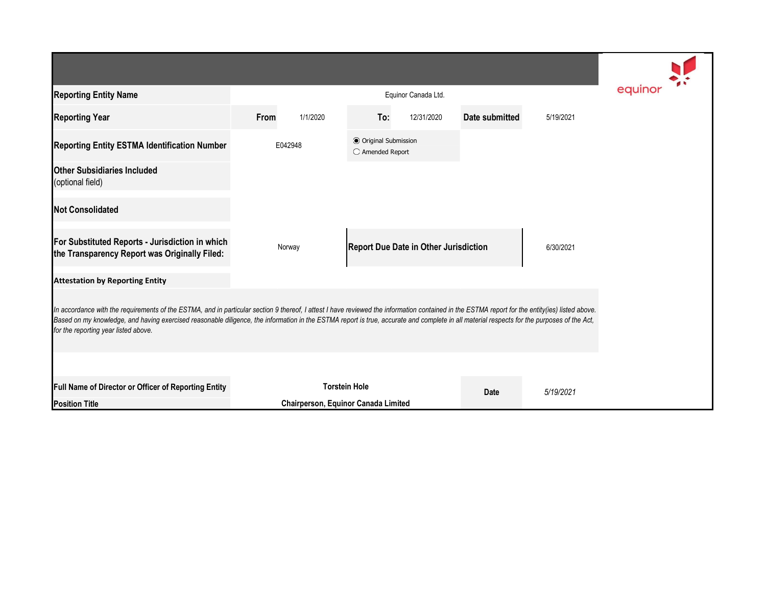| | | | | | |
|---|---|---|---|---|---|
| **Reporting Entity Name** | Equinor Canada Ltd. | | | | |
| **Reporting Year** | **From** 1/1/2020 | **To:** 12/31/2020 | | **Date submitted** | 5/19/2021 |
| **Reporting Entity ESTMA Identification Number** | E042948 | ◉ Original Submission<br>○ Amended Report | | | |
| **Other Subsidiaries Included**<br>(optional field) | | | | | |
| **Not Consolidated** | | | | | |
| **For Substituted Reports - Jurisdiction in which the Transparency Report was Originally Filed:** | Norway | **Report Due Date in Other Jurisdiction** | | | 6/30/2021 |

**Attestation by Reporting Entity**

*In accordance with the requirements of the ESTMA, and in particular section 9 thereof, I attest I have reviewed the information contained in the ESTMA report for the entity(ies) listed above. Based on my knowledge, and having exercised reasonable diligence, the information in the ESTMA report is true, accurate and complete in all material respects for the purposes of the Act, for the reporting year listed above.*

| | | | |
|---|---|---|---|
| **Full Name of Director or Officer of Reporting Entity** | **Torstein Hole** | **Date** | *5/19/2021* |
| **Position Title** | **Chairperson, Equinor Canada Limited** | | |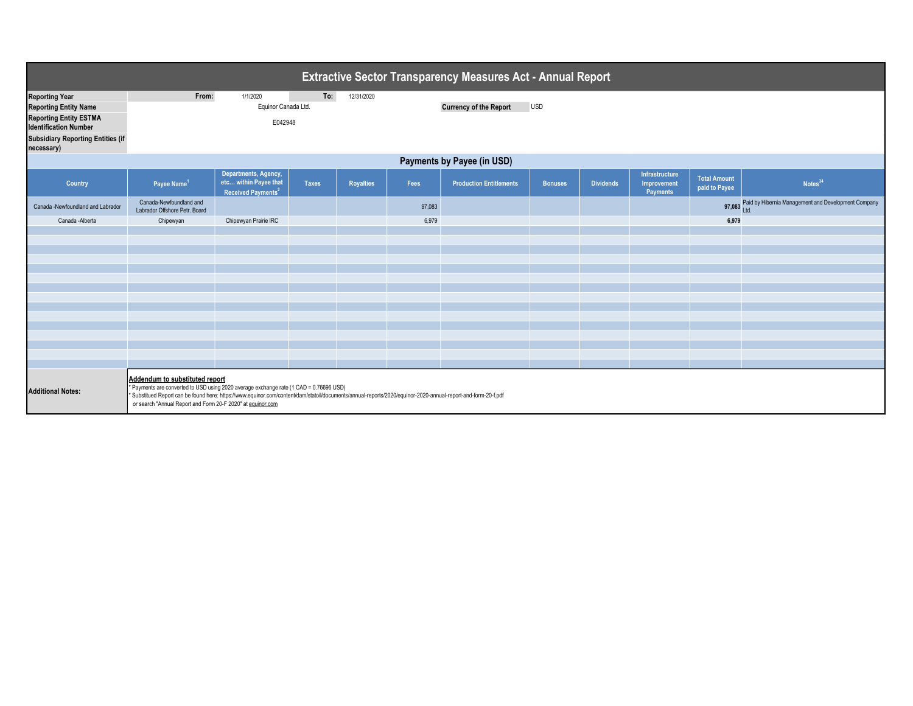# Extractive Sector Transparency Measures Act - Annual Report

| | | | |
|---|---|---|---|
| **Reporting Year** | **From:** 1/1/2020 | **To:** 12/31/2020 | |
| **Reporting Entity Name** | Equinor Canada Ltd. | **Currency of the Report** | USD |
| **Reporting Entity ESTMA Identification Number** | E042948 | | |
| **Subsidiary Reporting Entities (if necessary)** | | | |

## Payments by Payee (in USD)

| Country | Payee Name[1] | Departments, Agency, etc… within Payee that Received Payments[2] | Taxes | Royalties | Fees | Production Entitlements | Bonuses | Dividends | Infrastructure Improvement Payments | Total Amount paid to Payee | Notes[34] |
|---|---|---|---|---|---|---|---|---|---|---|---|
| Canada -Newfoundland and Labrador | Canada-Newfoundland and Labrador Offshore Petr. Board | | | | 97,083 | | | | | **97,083** | Paid by Hibernia Management and Development Company Ltd. |
| Canada -Alberta | Chipewyan | Chipewyan Prairie IRC | | | 6,979 | | | | | **6,979** | |

**Additional Notes:**

**Addendum to substituted report**

* Payments are converted to USD using 2020 average exchange rate (1 CAD = 0.76696 USD)
* Substitued Report can be found here: https://www.equinor.com/content/dam/statoil/documents/annual-reports/2020/equinor-2020-annual-report-and-form-20-f.pdf
  or search "Annual Report and Form 20-F 2020" at equinor.com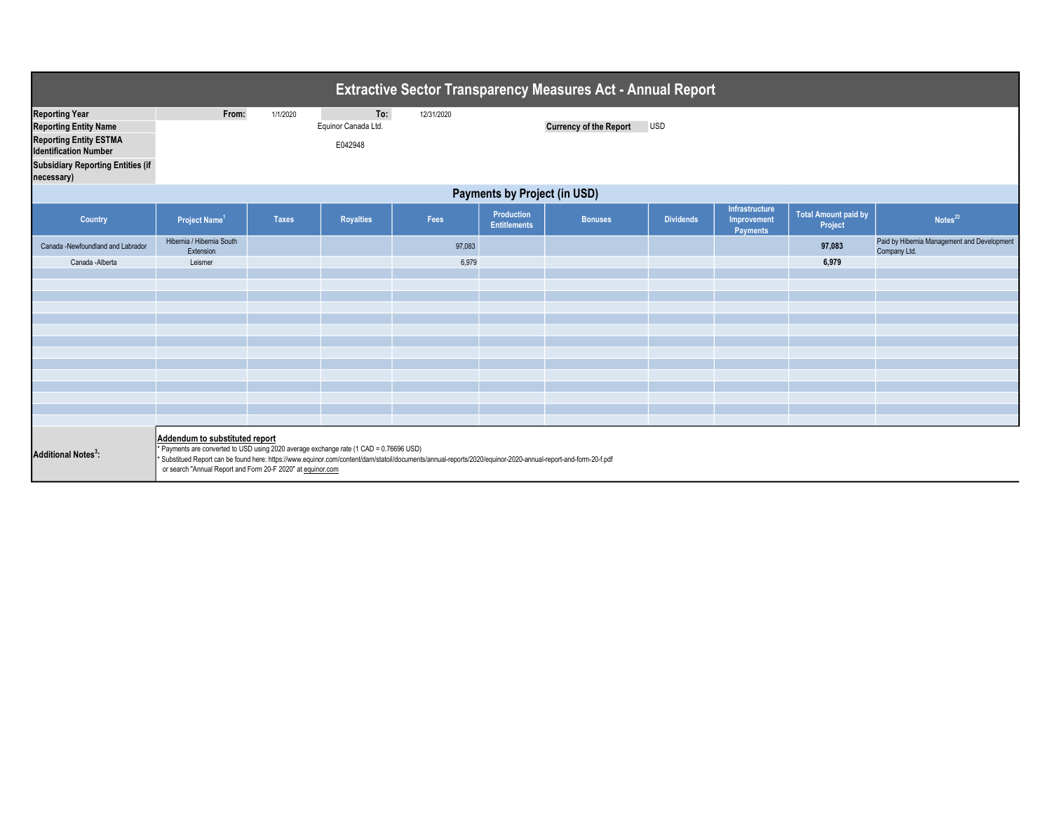# Extractive Sector Transparency Measures Act - Annual Report

| | | | | | |
|---|---|---|---|---|---|
| **Reporting Year** | **From:** | 1/1/2020 | **To:** | 12/31/2020 | |
| **Reporting Entity Name** | | Equinor Canada Ltd. | | **Currency of the Report** | USD |
| **Reporting Entity ESTMA Identification Number** | | E042948 | | | |
| **Subsidiary Reporting Entities (if necessary)** | | | | | |

## Payments by Project (in USD)

| Country | Project Name[1] | Taxes | Royalties | Fees | Production Entitlements | Bonuses | Dividends | Infrastructure Improvement Payments | Total Amount paid by Project | Notes[23] |
|---|---|---|---|---|---|---|---|---|---|---|
| Canada -Newfoundland and Labrador | Hibernia / Hibernia South Extension | | | 97,083 | | | | | **97,083** | Paid by Hibernia Management and Development Company Ltd. |
| Canada -Alberta | Leismer | | | 6,979 | | | | | **6,979** | |

**Additional Notes[3]:**

**Addendum to substituted report**

* Payments are converted to USD using 2020 average exchange rate (1 CAD = 0.76696 USD)
* Substitued Report can be found here: https://www.equinor.com/content/dam/statoil/documents/annual-reports/2020/equinor-2020-annual-report-and-form-20-f.pdf
  or search "Annual Report and Form 20-F 2020" at equinor.com